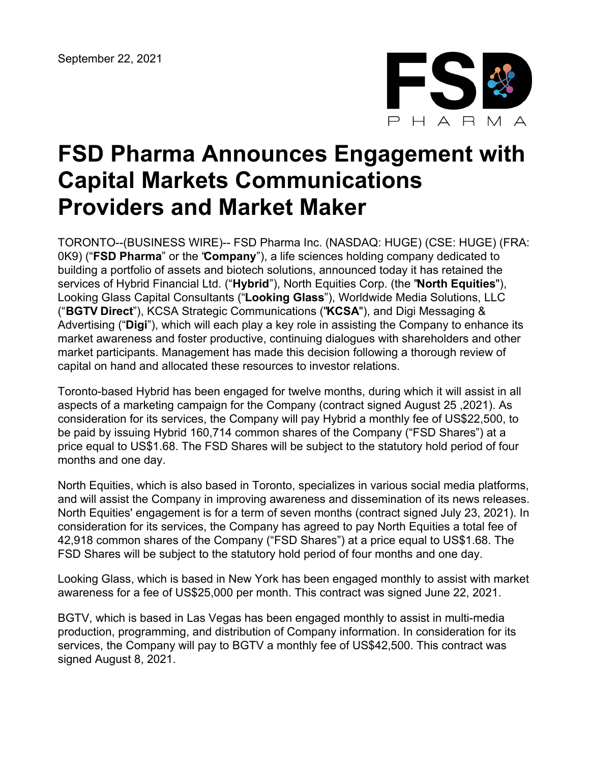September 22, 2021

# FSD Pharma Announces Engagement with Capital Markets Communications Providers and Market Maker

TORONTO--(BUSINESS WIRE)-- FSD Pharma Inc. (NASDAQ: HUGE) (CSE: HUGE) (FRA: 0K9) ("**FSD Pharma**" or the "**Company**"), a life sciences holding company dedicated to building a portfolio of assets and biotech solutions, announced today it has retained the services of Hybrid Financial Ltd. ("**Hybrid**"), North Equities Corp. (the "**North Equities**"), Looking Glass Capital Consultants ("**Looking Glass**"), Worldwide Media Solutions, LLC ("**BGTV Direct**"), KCSA Strategic Communications ("**KCSA**"), and Digi Messaging & Advertising ("**Digi**"), which will each play a key role in assisting the Company to enhance its market awareness and foster productive, continuing dialogues with shareholders and other market participants. Management has made this decision following a thorough review of capital on hand and allocated these resources to investor relations.

Toronto-based Hybrid has been engaged for twelve months, during which it will assist in all aspects of a marketing campaign for the Company (contract signed August 25 ,2021). As consideration for its services, the Company will pay Hybrid a monthly fee of US$22,500, to be paid by issuing Hybrid 160,714 common shares of the Company ("FSD Shares") at a price equal to US$1.68. The FSD Shares will be subject to the statutory hold period of four months and one day.

North Equities, which is also based in Toronto, specializes in various social media platforms, and will assist the Company in improving awareness and dissemination of its news releases. North Equities' engagement is for a term of seven months (contract signed July 23, 2021). In consideration for its services, the Company has agreed to pay North Equities a total fee of 42,918 common shares of the Company ("FSD Shares") at a price equal to US$1.68. The FSD Shares will be subject to the statutory hold period of four months and one day.

Looking Glass, which is based in New York has been engaged monthly to assist with market awareness for a fee of US$25,000 per month. This contract was signed June 22, 2021.

BGTV, which is based in Las Vegas has been engaged monthly to assist in multi-media production, programming, and distribution of Company information. In consideration for its services, the Company will pay to BGTV a monthly fee of US$42,500. This contract was signed August 8, 2021.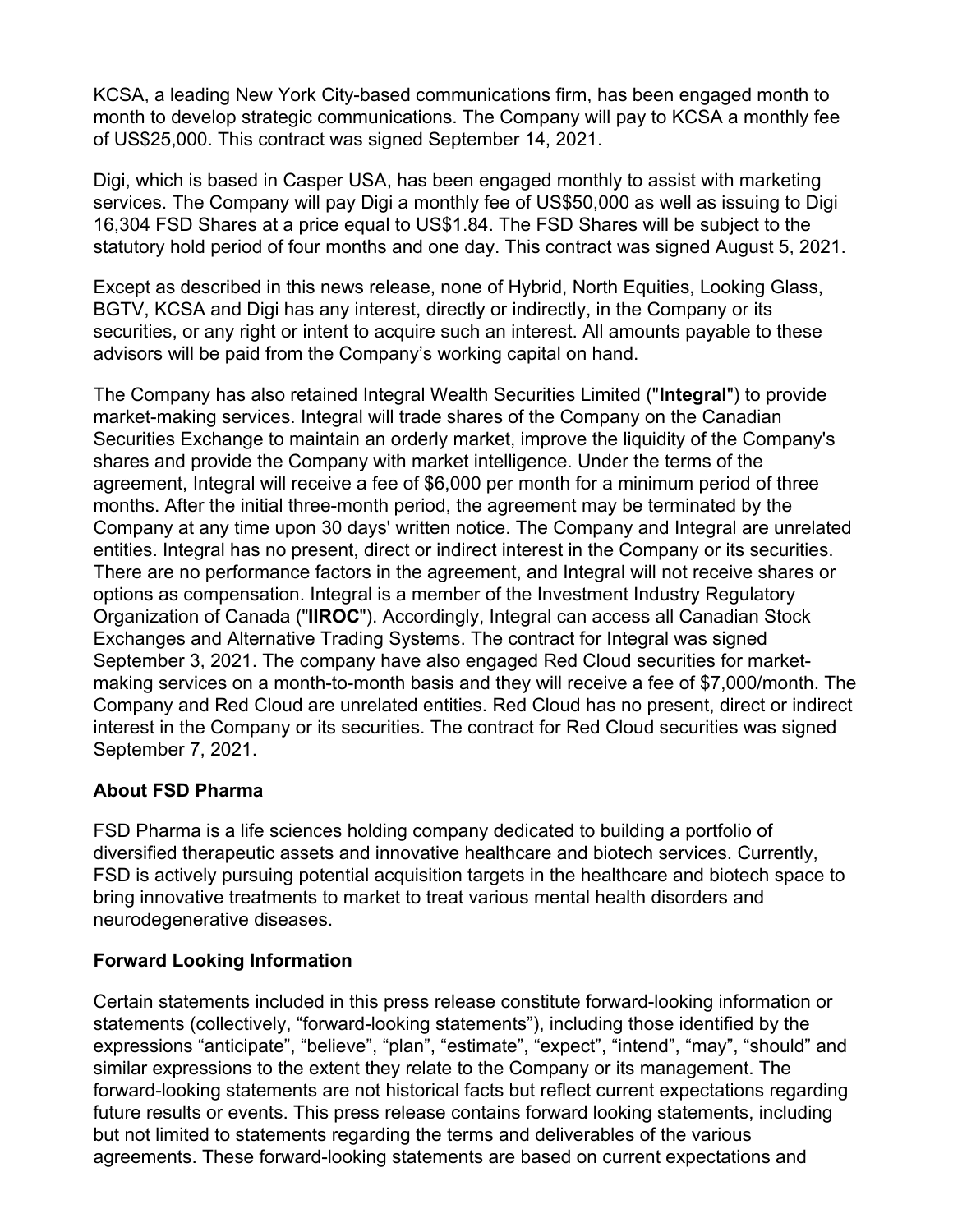KCSA, a leading New York City-based communications firm, has been engaged month to month to develop strategic communications. The Company will pay to KCSA a monthly fee of US$25,000. This contract was signed September 14, 2021.

Digi, which is based in Casper USA, has been engaged monthly to assist with marketing services. The Company will pay Digi a monthly fee of US$50,000 as well as issuing to Digi 16,304 FSD Shares at a price equal to US$1.84. The FSD Shares will be subject to the statutory hold period of four months and one day. This contract was signed August 5, 2021.

Except as described in this news release, none of Hybrid, North Equities, Looking Glass, BGTV, KCSA and Digi has any interest, directly or indirectly, in the Company or its securities, or any right or intent to acquire such an interest. All amounts payable to these advisors will be paid from the Company's working capital on hand.

The Company has also retained Integral Wealth Securities Limited ("**Integral**") to provide market-making services. Integral will trade shares of the Company on the Canadian Securities Exchange to maintain an orderly market, improve the liquidity of the Company's shares and provide the Company with market intelligence. Under the terms of the agreement, Integral will receive a fee of $6,000 per month for a minimum period of three months. After the initial three-month period, the agreement may be terminated by the Company at any time upon 30 days' written notice. The Company and Integral are unrelated entities. Integral has no present, direct or indirect interest in the Company or its securities. There are no performance factors in the agreement, and Integral will not receive shares or options as compensation. Integral is a member of the Investment Industry Regulatory Organization of Canada ("**IIROC**"). Accordingly, Integral can access all Canadian Stock Exchanges and Alternative Trading Systems. The contract for Integral was signed September 3, 2021. The company have also engaged Red Cloud securities for market-making services on a month-to-month basis and they will receive a fee of $7,000/month. The Company and Red Cloud are unrelated entities. Red Cloud has no present, direct or indirect interest in the Company or its securities. The contract for Red Cloud securities was signed September 7, 2021.

**About FSD Pharma**

FSD Pharma is a life sciences holding company dedicated to building a portfolio of diversified therapeutic assets and innovative healthcare and biotech services. Currently, FSD is actively pursuing potential acquisition targets in the healthcare and biotech space to bring innovative treatments to market to treat various mental health disorders and neurodegenerative diseases.

**Forward Looking Information**

Certain statements included in this press release constitute forward-looking information or statements (collectively, "forward-looking statements"), including those identified by the expressions "anticipate", "believe", "plan", "estimate", "expect", "intend", "may", "should" and similar expressions to the extent they relate to the Company or its management. The forward-looking statements are not historical facts but reflect current expectations regarding future results or events. This press release contains forward looking statements, including but not limited to statements regarding the terms and deliverables of the various agreements. These forward-looking statements are based on current expectations and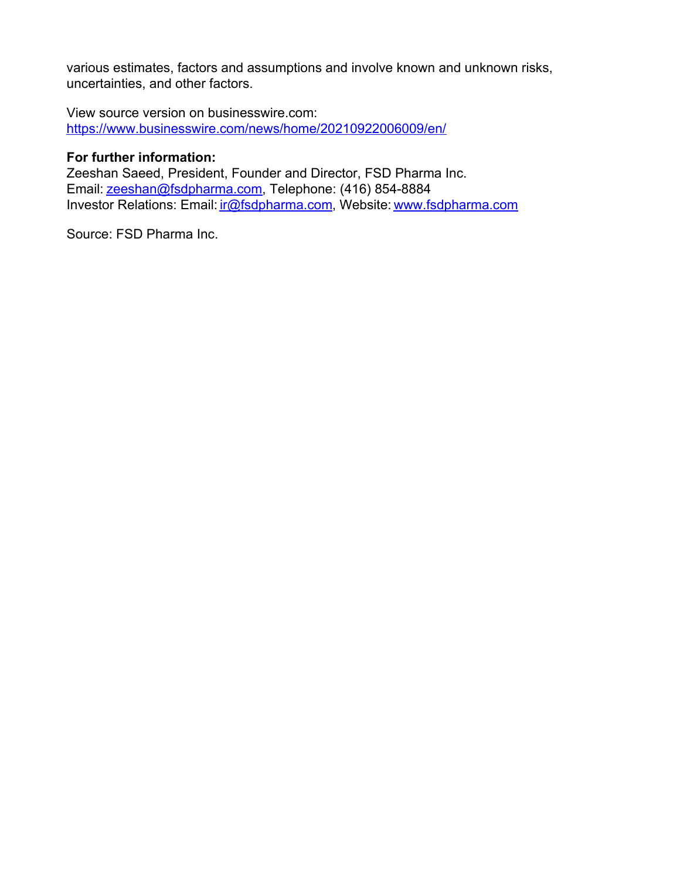various estimates, factors and assumptions and involve known and unknown risks, uncertainties, and other factors.

View source version on businesswire.com: https://www.businesswire.com/news/home/20210922006009/en/

**For further information:**
Zeeshan Saeed, President, Founder and Director, FSD Pharma Inc.
Email: zeeshan@fsdpharma.com, Telephone: (416) 854-8884
Investor Relations: Email: ir@fsdpharma.com, Website: www.fsdpharma.com

Source: FSD Pharma Inc.